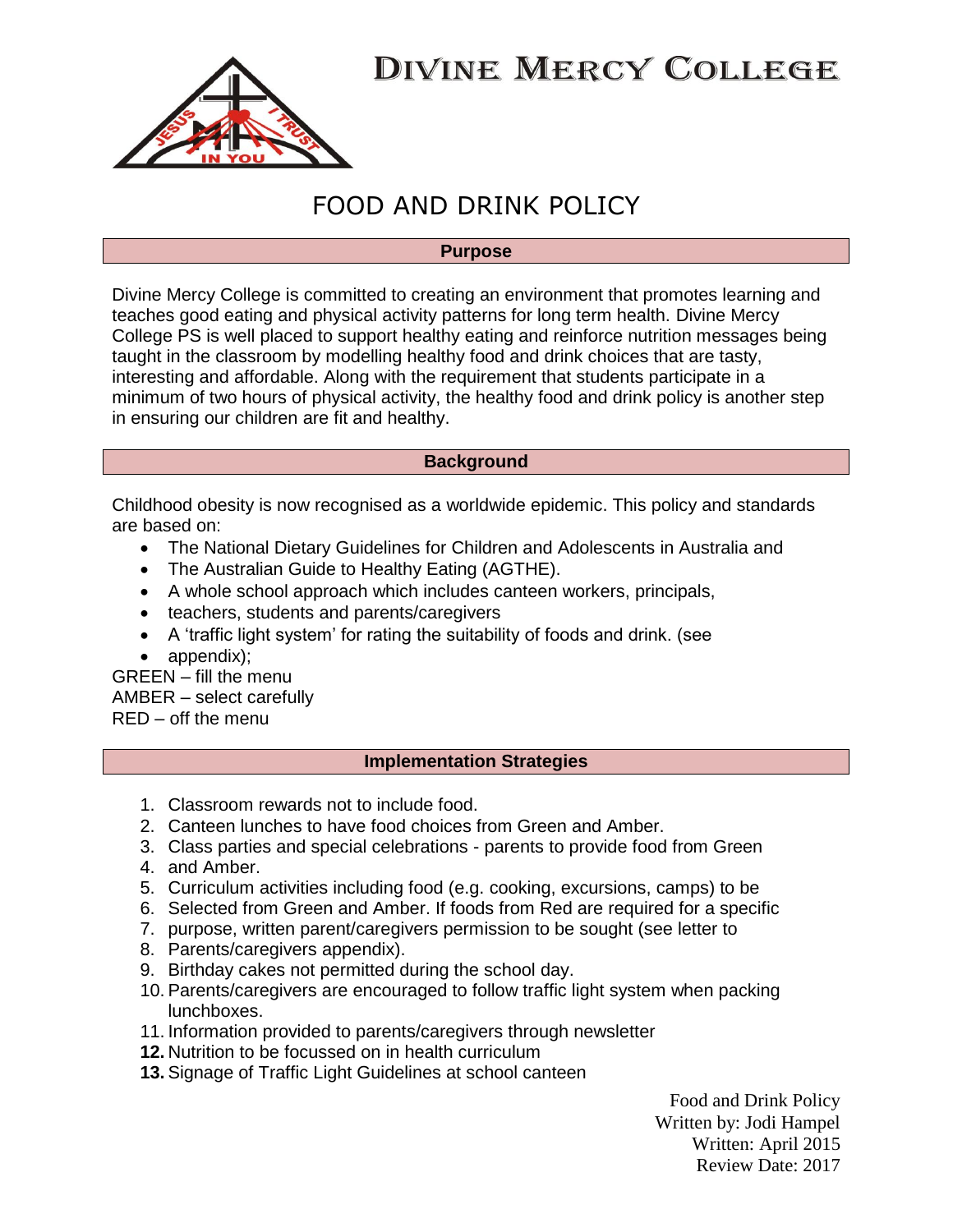# DIVINE MERCY COLLEGE

## FOOD AND DRINK POLICY

### Purpose

Divine Mercy College is committed to creating an environment that promotes learning and teaches good eating and physical activity patterns for long term health. Divine Mercy College PS is well placed to support healthy eating and reinforce nutrition messages being taught in the classroom by modelling healthy food and drink choices that are tasty, interesting and affordable. Along with the requirement that students participate in a minimum of two hours of physical activity, the healthy food and drink policy is another step in ensuring our children are fit and healthy.

### Background

Childhood obesity is now recognised as a worldwide epidemic. This policy and standards are based on:

- The National Dietary Guidelines for Children and Adolescents in Australia and
- The Australian Guide to Healthy Eating (AGTHE).
- A whole school approach which includes canteen workers, principals,
- teachers, students and parents/caregivers
- A 'traffic light system' for rating the suitability of foods and drink. (see
- appendix);

GREEN – fill the menu
AMBER – select carefully
RED – off the menu

### Implementation Strategies

1. Classroom rewards not to include food.
2. Canteen lunches to have food choices from Green and Amber.
3. Class parties and special celebrations - parents to provide food from Green
4. and Amber.
5. Curriculum activities including food (e.g. cooking, excursions, camps) to be
6. Selected from Green and Amber. If foods from Red are required for a specific
7. purpose, written parent/caregivers permission to be sought (see letter to
8. Parents/caregivers appendix).
9. Birthday cakes not permitted during the school day.
10. Parents/caregivers are encouraged to follow traffic light system when packing lunchboxes.
11. Information provided to parents/caregivers through newsletter
12. Nutrition to be focussed on in health curriculum
13. Signage of Traffic Light Guidelines at school canteen

Food and Drink Policy
Written by: Jodi Hampel
Written: April 2015
Review Date: 2017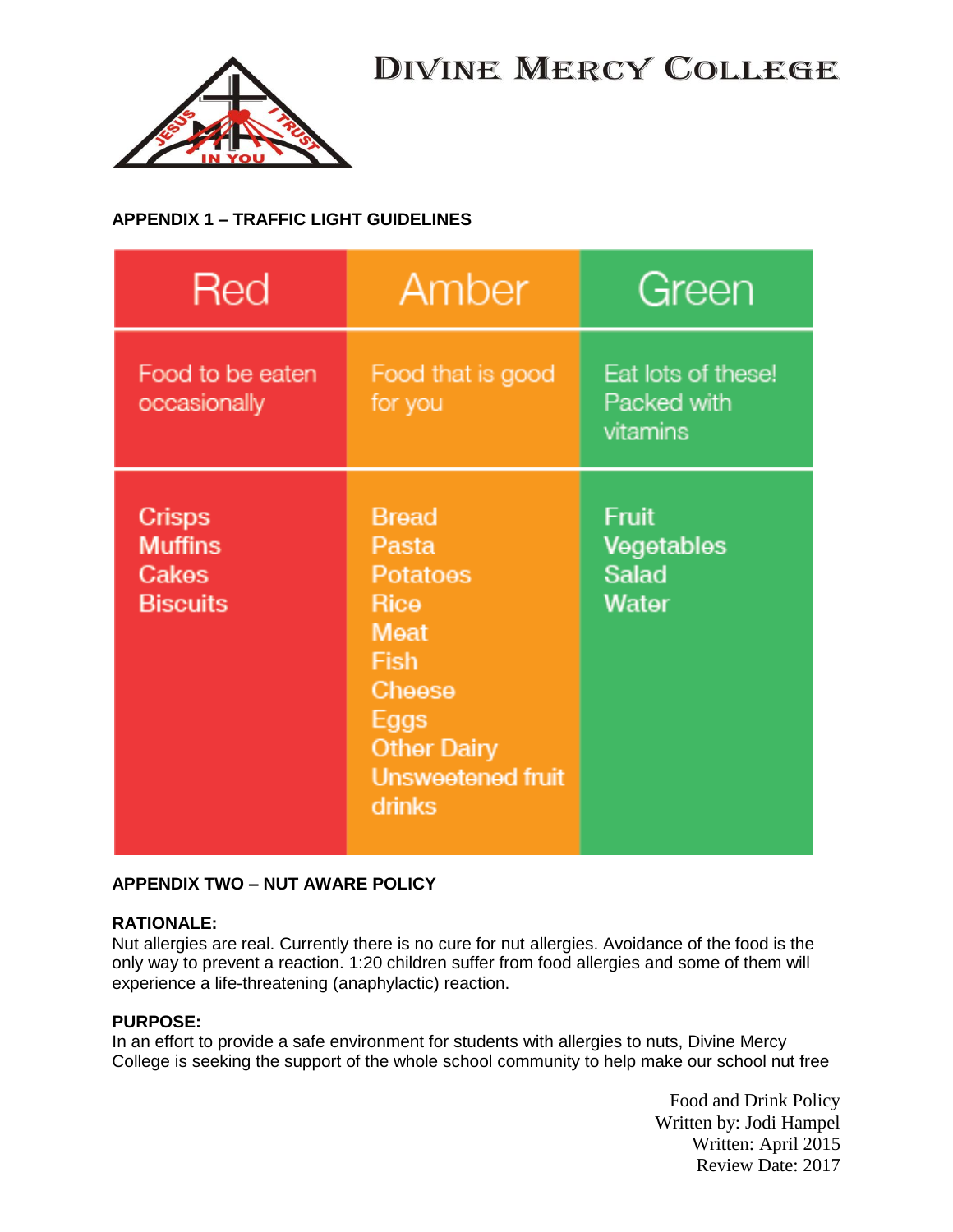# Divine Mercy College

## APPENDIX 1 – TRAFFIC LIGHT GUIDELINES

| Red | Amber | Green |
|---|---|---|
| Food to be eaten occasionally | Food that is good for you | Eat lots of these! Packed with vitamins |
| Crisps<br>Muffins<br>Cakes<br>Biscuits | Bread<br>Pasta<br>Potatoes<br>Rice<br>Meat<br>Fish<br>Cheese<br>Eggs<br>Other Dairy<br>Unsweetened fruit drinks | Fruit<br>Vegetables<br>Salad<br>Water |

## APPENDIX TWO – NUT AWARE POLICY

**RATIONALE:**
Nut allergies are real. Currently there is no cure for nut allergies. Avoidance of the food is the only way to prevent a reaction. 1:20 children suffer from food allergies and some of them will experience a life-threatening (anaphylactic) reaction.

**PURPOSE:**
In an effort to provide a safe environment for students with allergies to nuts, Divine Mercy College is seeking the support of the whole school community to help make our school nut free

Food and Drink Policy
Written by: Jodi Hampel
Written: April 2015
Review Date: 2017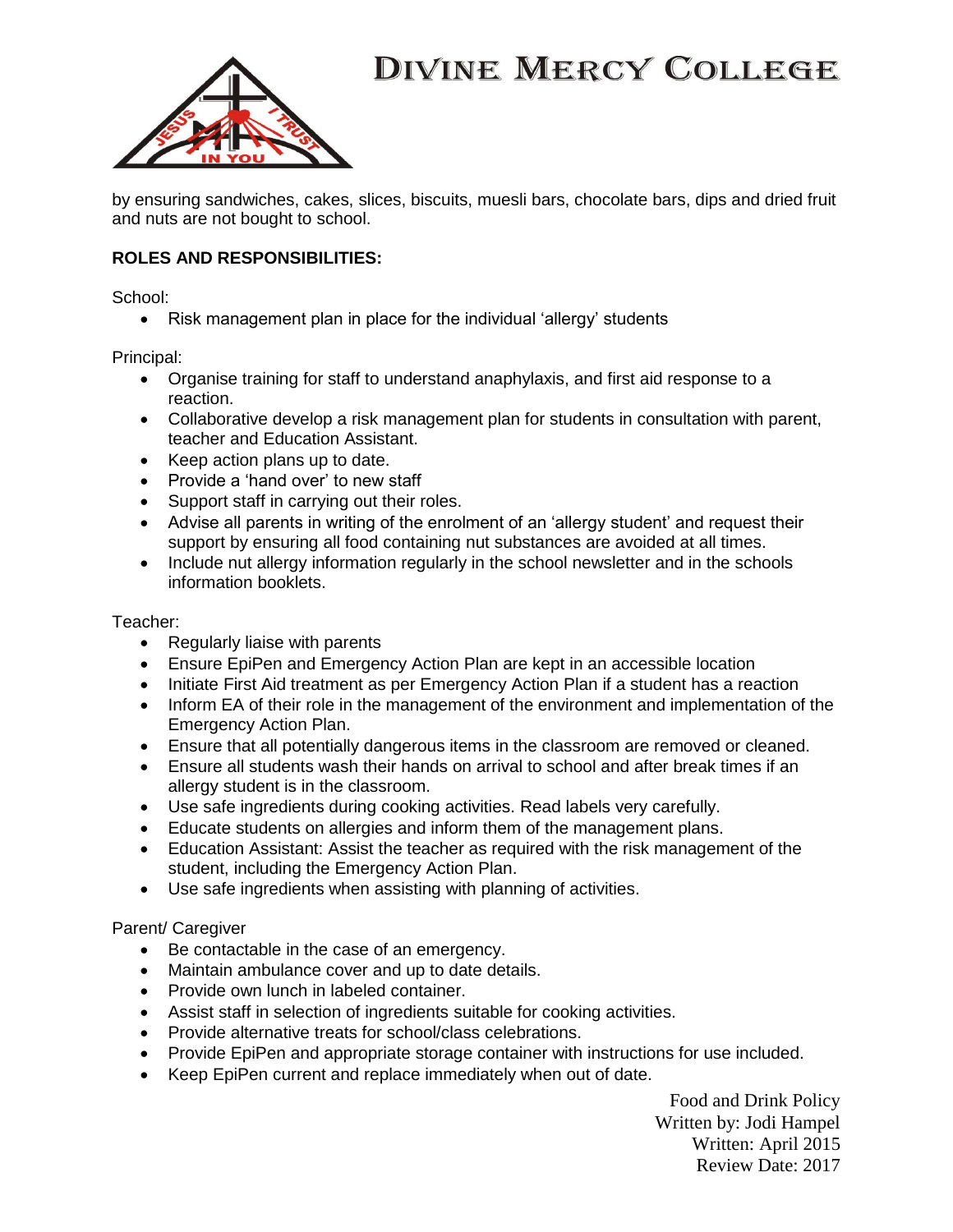by ensuring sandwiches, cakes, slices, biscuits, muesli bars, chocolate bars, dips and dried fruit and nuts are not bought to school.

**ROLES AND RESPONSIBILITIES:**

School:

- Risk management plan in place for the individual 'allergy' students

Principal:

- Organise training for staff to understand anaphylaxis, and first aid response to a reaction.
- Collaborative develop a risk management plan for students in consultation with parent, teacher and Education Assistant.
- Keep action plans up to date.
- Provide a 'hand over' to new staff
- Support staff in carrying out their roles.
- Advise all parents in writing of the enrolment of an 'allergy student' and request their support by ensuring all food containing nut substances are avoided at all times.
- Include nut allergy information regularly in the school newsletter and in the schools information booklets.

Teacher:

- Regularly liaise with parents
- Ensure EpiPen and Emergency Action Plan are kept in an accessible location
- Initiate First Aid treatment as per Emergency Action Plan if a student has a reaction
- Inform EA of their role in the management of the environment and implementation of the Emergency Action Plan.
- Ensure that all potentially dangerous items in the classroom are removed or cleaned.
- Ensure all students wash their hands on arrival to school and after break times if an allergy student is in the classroom.
- Use safe ingredients during cooking activities. Read labels very carefully.
- Educate students on allergies and inform them of the management plans.
- Education Assistant: Assist the teacher as required with the risk management of the student, including the Emergency Action Plan.
- Use safe ingredients when assisting with planning of activities.

Parent/ Caregiver

- Be contactable in the case of an emergency.
- Maintain ambulance cover and up to date details.
- Provide own lunch in labeled container.
- Assist staff in selection of ingredients suitable for cooking activities.
- Provide alternative treats for school/class celebrations.
- Provide EpiPen and appropriate storage container with instructions for use included.
- Keep EpiPen current and replace immediately when out of date.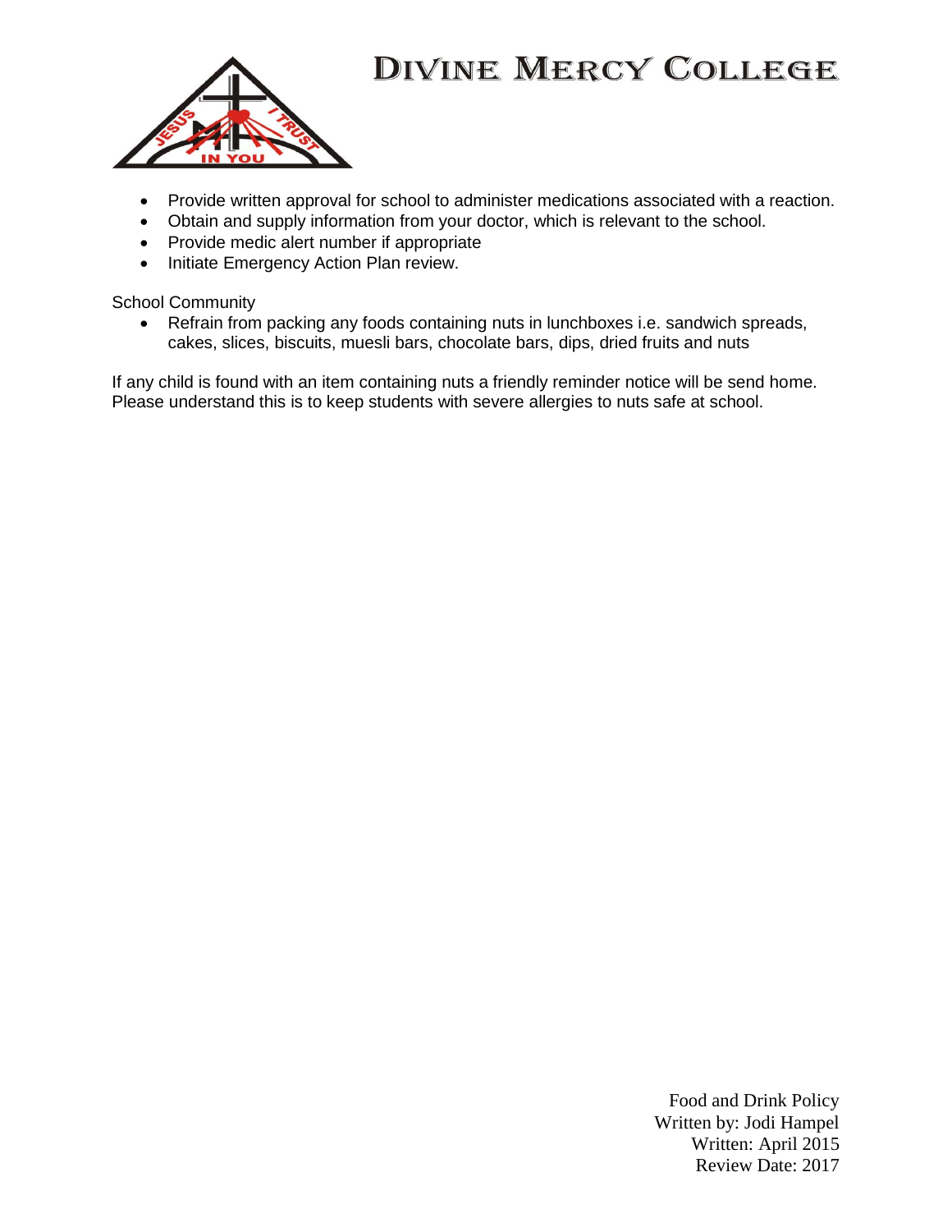- Provide written approval for school to administer medications associated with a reaction.
- Obtain and supply information from your doctor, which is relevant to the school.
- Provide medic alert number if appropriate
- Initiate Emergency Action Plan review.

School Community

- Refrain from packing any foods containing nuts in lunchboxes i.e. sandwich spreads, cakes, slices, biscuits, muesli bars, chocolate bars, dips, dried fruits and nuts

If any child is found with an item containing nuts a friendly reminder notice will be send home. Please understand this is to keep students with severe allergies to nuts safe at school.

Food and Drink Policy
Written by: Jodi Hampel
Written: April 2015
Review Date: 2017